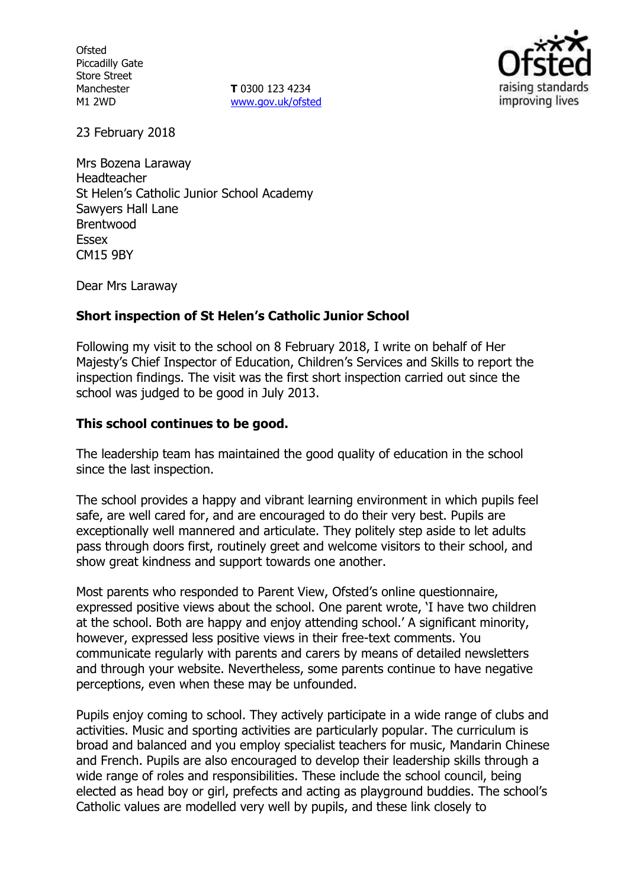Ofsted
Piccadilly Gate
Store Street
Manchester
M1 2WD

**T** 0300 123 4234
www.gov.uk/ofsted

23 February 2018

Mrs Bozena Laraway
Headteacher
St Helen's Catholic Junior School Academy
Sawyers Hall Lane
Brentwood
Essex
CM15 9BY

Dear Mrs Laraway

**Short inspection of St Helen's Catholic Junior School**

Following my visit to the school on 8 February 2018, I write on behalf of Her Majesty's Chief Inspector of Education, Children's Services and Skills to report the inspection findings. The visit was the first short inspection carried out since the school was judged to be good in July 2013.

**This school continues to be good.**

The leadership team has maintained the good quality of education in the school since the last inspection.

The school provides a happy and vibrant learning environment in which pupils feel safe, are well cared for, and are encouraged to do their very best. Pupils are exceptionally well mannered and articulate. They politely step aside to let adults pass through doors first, routinely greet and welcome visitors to their school, and show great kindness and support towards one another.

Most parents who responded to Parent View, Ofsted's online questionnaire, expressed positive views about the school. One parent wrote, 'I have two children at the school. Both are happy and enjoy attending school.' A significant minority, however, expressed less positive views in their free-text comments. You communicate regularly with parents and carers by means of detailed newsletters and through your website. Nevertheless, some parents continue to have negative perceptions, even when these may be unfounded.

Pupils enjoy coming to school. They actively participate in a wide range of clubs and activities. Music and sporting activities are particularly popular. The curriculum is broad and balanced and you employ specialist teachers for music, Mandarin Chinese and French. Pupils are also encouraged to develop their leadership skills through a wide range of roles and responsibilities. These include the school council, being elected as head boy or girl, prefects and acting as playground buddies. The school's Catholic values are modelled very well by pupils, and these link closely to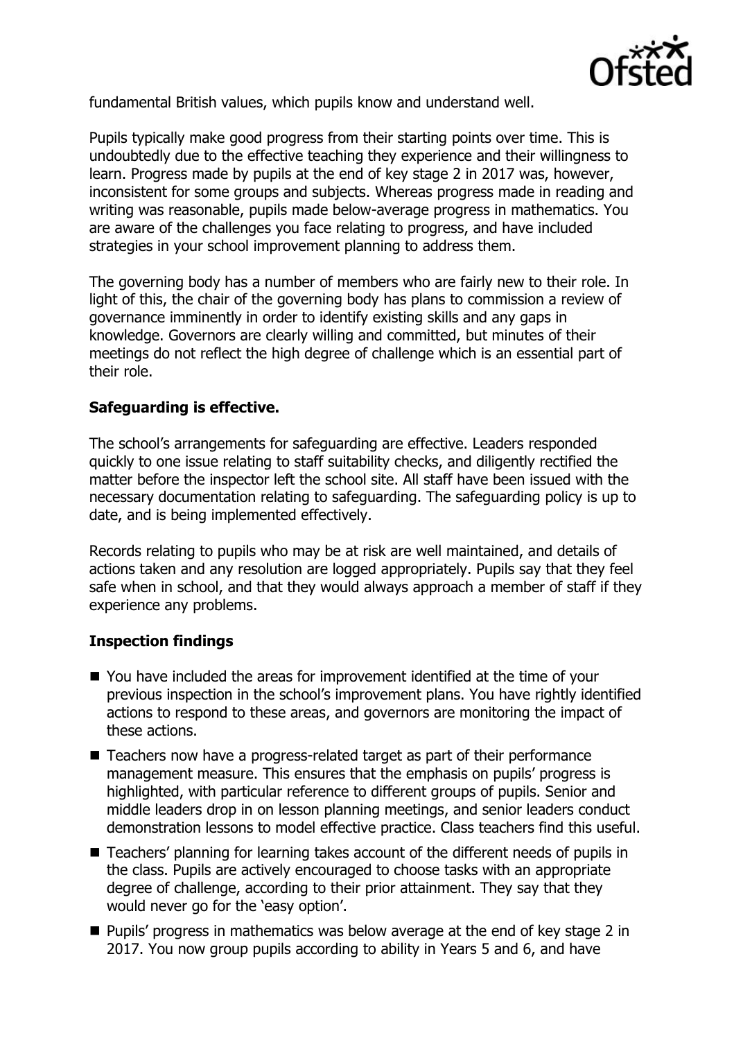fundamental British values, which pupils know and understand well.

Pupils typically make good progress from their starting points over time. This is undoubtedly due to the effective teaching they experience and their willingness to learn. Progress made by pupils at the end of key stage 2 in 2017 was, however, inconsistent for some groups and subjects. Whereas progress made in reading and writing was reasonable, pupils made below-average progress in mathematics. You are aware of the challenges you face relating to progress, and have included strategies in your school improvement planning to address them.

The governing body has a number of members who are fairly new to their role. In light of this, the chair of the governing body has plans to commission a review of governance imminently in order to identify existing skills and any gaps in knowledge. Governors are clearly willing and committed, but minutes of their meetings do not reflect the high degree of challenge which is an essential part of their role.

### Safeguarding is effective.

The school's arrangements for safeguarding are effective. Leaders responded quickly to one issue relating to staff suitability checks, and diligently rectified the matter before the inspector left the school site. All staff have been issued with the necessary documentation relating to safeguarding. The safeguarding policy is up to date, and is being implemented effectively.

Records relating to pupils who may be at risk are well maintained, and details of actions taken and any resolution are logged appropriately. Pupils say that they feel safe when in school, and that they would always approach a member of staff if they experience any problems.

### Inspection findings

- You have included the areas for improvement identified at the time of your previous inspection in the school's improvement plans. You have rightly identified actions to respond to these areas, and governors are monitoring the impact of these actions.
- Teachers now have a progress-related target as part of their performance management measure. This ensures that the emphasis on pupils' progress is highlighted, with particular reference to different groups of pupils. Senior and middle leaders drop in on lesson planning meetings, and senior leaders conduct demonstration lessons to model effective practice. Class teachers find this useful.
- Teachers' planning for learning takes account of the different needs of pupils in the class. Pupils are actively encouraged to choose tasks with an appropriate degree of challenge, according to their prior attainment. They say that they would never go for the 'easy option'.
- Pupils' progress in mathematics was below average at the end of key stage 2 in 2017. You now group pupils according to ability in Years 5 and 6, and have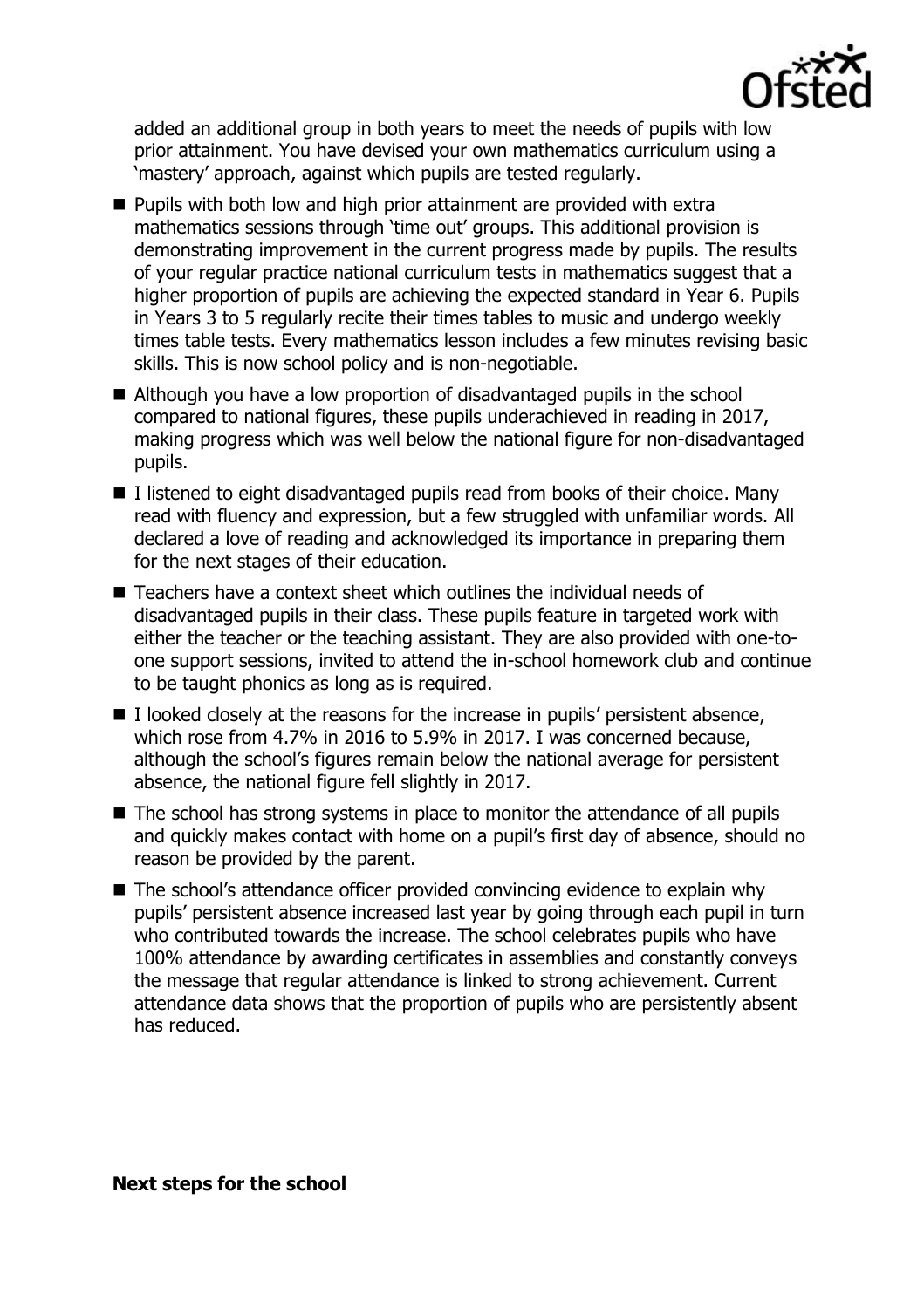added an additional group in both years to meet the needs of pupils with low prior attainment. You have devised your own mathematics curriculum using a 'mastery' approach, against which pupils are tested regularly.

- Pupils with both low and high prior attainment are provided with extra mathematics sessions through 'time out' groups. This additional provision is demonstrating improvement in the current progress made by pupils. The results of your regular practice national curriculum tests in mathematics suggest that a higher proportion of pupils are achieving the expected standard in Year 6. Pupils in Years 3 to 5 regularly recite their times tables to music and undergo weekly times table tests. Every mathematics lesson includes a few minutes revising basic skills. This is now school policy and is non-negotiable.
- Although you have a low proportion of disadvantaged pupils in the school compared to national figures, these pupils underachieved in reading in 2017, making progress which was well below the national figure for non-disadvantaged pupils.
- I listened to eight disadvantaged pupils read from books of their choice. Many read with fluency and expression, but a few struggled with unfamiliar words. All declared a love of reading and acknowledged its importance in preparing them for the next stages of their education.
- Teachers have a context sheet which outlines the individual needs of disadvantaged pupils in their class. These pupils feature in targeted work with either the teacher or the teaching assistant. They are also provided with one-to-one support sessions, invited to attend the in-school homework club and continue to be taught phonics as long as is required.
- I looked closely at the reasons for the increase in pupils' persistent absence, which rose from 4.7% in 2016 to 5.9% in 2017. I was concerned because, although the school's figures remain below the national average for persistent absence, the national figure fell slightly in 2017.
- The school has strong systems in place to monitor the attendance of all pupils and quickly makes contact with home on a pupil's first day of absence, should no reason be provided by the parent.
- The school's attendance officer provided convincing evidence to explain why pupils' persistent absence increased last year by going through each pupil in turn who contributed towards the increase. The school celebrates pupils who have 100% attendance by awarding certificates in assemblies and constantly conveys the message that regular attendance is linked to strong achievement. Current attendance data shows that the proportion of pupils who are persistently absent has reduced.

**Next steps for the school**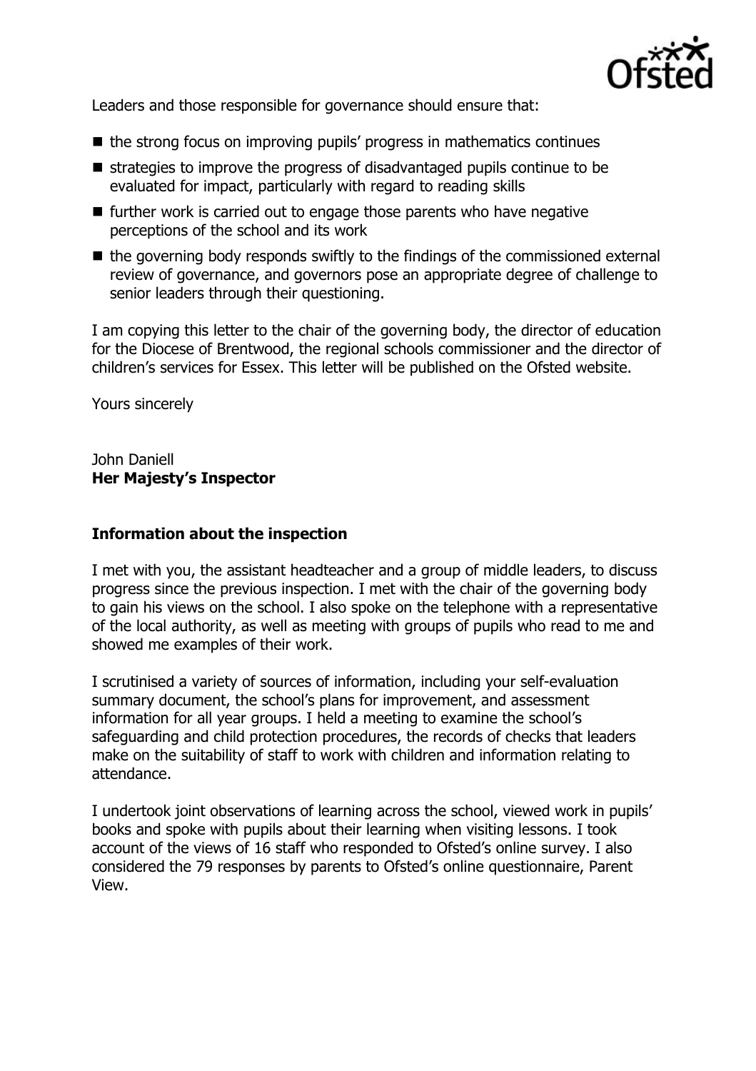Leaders and those responsible for governance should ensure that:

- the strong focus on improving pupils' progress in mathematics continues
- strategies to improve the progress of disadvantaged pupils continue to be evaluated for impact, particularly with regard to reading skills
- further work is carried out to engage those parents who have negative perceptions of the school and its work
- the governing body responds swiftly to the findings of the commissioned external review of governance, and governors pose an appropriate degree of challenge to senior leaders through their questioning.

I am copying this letter to the chair of the governing body, the director of education for the Diocese of Brentwood, the regional schools commissioner and the director of children's services for Essex. This letter will be published on the Ofsted website.

Yours sincerely

John Daniell
**Her Majesty's Inspector**

## Information about the inspection

I met with you, the assistant headteacher and a group of middle leaders, to discuss progress since the previous inspection. I met with the chair of the governing body to gain his views on the school. I also spoke on the telephone with a representative of the local authority, as well as meeting with groups of pupils who read to me and showed me examples of their work.

I scrutinised a variety of sources of information, including your self-evaluation summary document, the school's plans for improvement, and assessment information for all year groups. I held a meeting to examine the school's safeguarding and child protection procedures, the records of checks that leaders make on the suitability of staff to work with children and information relating to attendance.

I undertook joint observations of learning across the school, viewed work in pupils' books and spoke with pupils about their learning when visiting lessons. I took account of the views of 16 staff who responded to Ofsted's online survey. I also considered the 79 responses by parents to Ofsted's online questionnaire, Parent View.